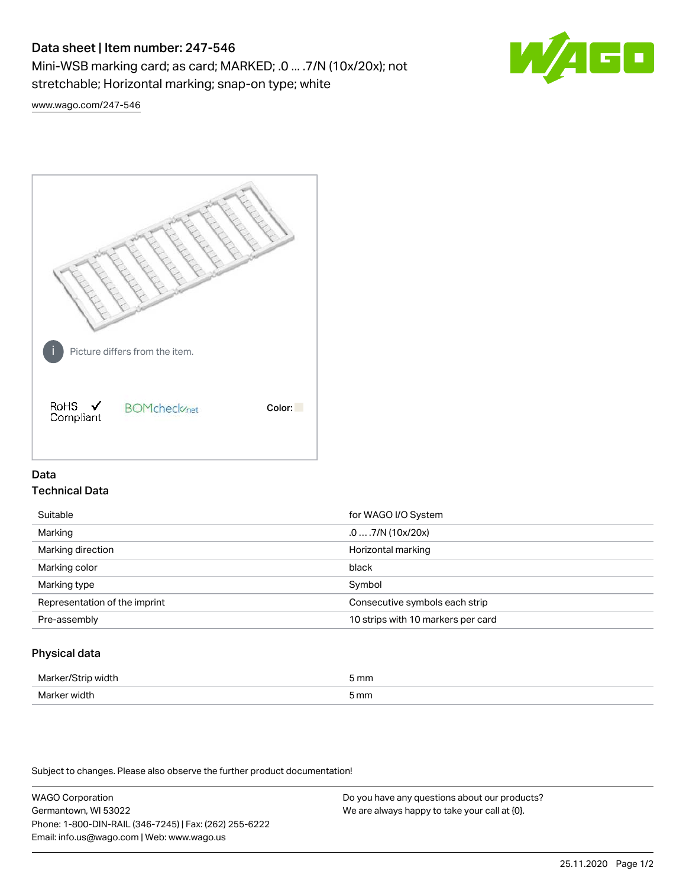# Data sheet | Item number: 247-546

Mini-WSB marking card; as card; MARKED; .0 ... .7/N (10x/20x); not stretchable; Horizontal marking; snap-on type; white

www.wago.com/247-546

Picture differs from the item.

RoHS ✓ Compliant

BOMcheck.net

Color:

## Data

### Technical Data

| | |
|---|---|
| Suitable | for WAGO I/O System |
| Marking | .0 … .7/N (10x/20x) |
| Marking direction | Horizontal marking |
| Marking color | black |
| Marking type | Symbol |
| Representation of the imprint | Consecutive symbols each strip |
| Pre-assembly | 10 strips with 10 markers per card |

### Physical data

| | |
|---|---|
| Marker/Strip width | 5 mm |
| Marker width | 5 mm |

Subject to changes. Please also observe the further product documentation!

WAGO Corporation
Germantown, WI 53022
Phone: 1-800-DIN-RAIL (346-7245) | Fax: (262) 255-6222
Email: info.us@wago.com | Web: www.wago.us

Do you have any questions about our products?
We are always happy to take your call at {0}.

25.11.2020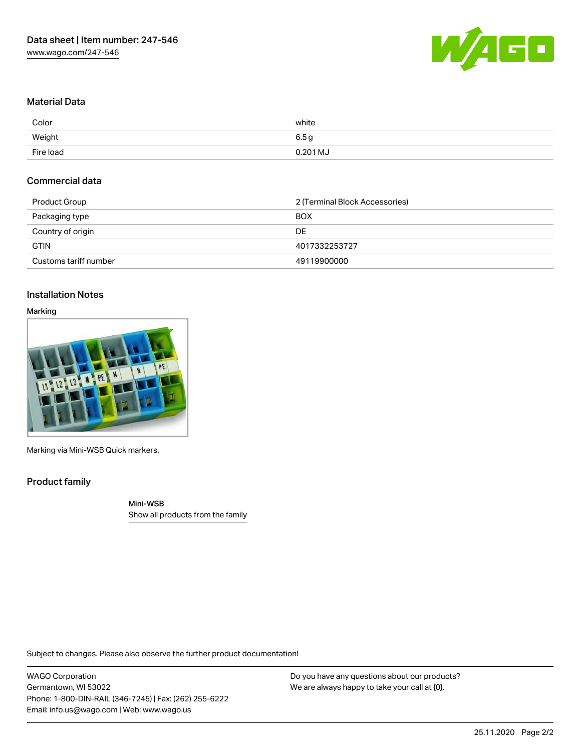Data sheet | Item number: 247-546
www.wago.com/247-546

## Material Data

| | |
|---|---|
| Color | white |
| Weight | 6.5 g |
| Fire load | 0.201 MJ |

## Commercial data

| | |
|---|---|
| Product Group | 2 (Terminal Block Accessories) |
| Packaging type | BOX |
| Country of origin | DE |
| GTIN | 4017332253727 |
| Customs tariff number | 49119900000 |

## Installation Notes

### Marking

Marking via Mini-WSB Quick markers.

## Product family

Mini-WSB
Show all products from the family

Subject to changes. Please also observe the further product documentation!

WAGO Corporation
Germantown, WI 53022
Phone: 1-800-DIN-RAIL (346-7245) | Fax: (262) 255-6222
Email: info.us@wago.com | Web: www.wago.us

Do you have any questions about our products?
We are always happy to take your call at {0}.

25.11.2020